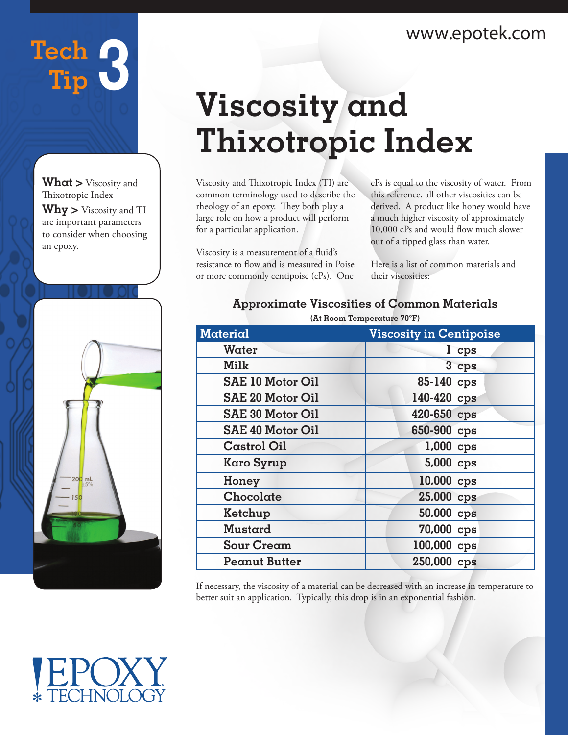# Tech Tip 3

# Viscosity and Thixotropic Index

**What >** Viscosity and Thixotropic Index

**Why >** Viscosity and TI are important parameters to consider when choosing an epoxy.

Viscosity and Thixotropic Index (TI) are common terminology used to describe the rheology of an epoxy. They both play a large role on how a product will perform for a particular application.

Viscosity is a measurement of a fluid's resistance to flow and is measured in Poise or more commonly centipoise (cPs). One cPs is equal to the viscosity of water. From this reference, all other viscosities can be derived. A product like honey would have a much higher viscosity of approximately 10,000 cPs and would flow much slower out of a tipped glass than water.

Here is a list of common materials and their viscosities:

**Approximate Viscosities of Common Materials**
**(At Room Temperature 70°F)**

| Material | Viscosity in Centipoise |
|---|---|
| Water | 1 cps |
| Milk | 3 cps |
| SAE 10 Motor Oil | 85-140 cps |
| SAE 20 Motor Oil | 140-420 cps |
| SAE 30 Motor Oil | 420-650 cps |
| SAE 40 Motor Oil | 650-900 cps |
| Castrol Oil | 1,000 cps |
| Karo Syrup | 5,000 cps |
| Honey | 10,000 cps |
| Chocolate | 25,000 cps |
| Ketchup | 50,000 cps |
| Mustard | 70,000 cps |
| Sour Cream | 100,000 cps |
| Peanut Butter | 250,000 cps |

If necessary, the viscosity of a material can be decreased with an increase in temperature to better suit an application. Typically, this drop is in an exponential fashion.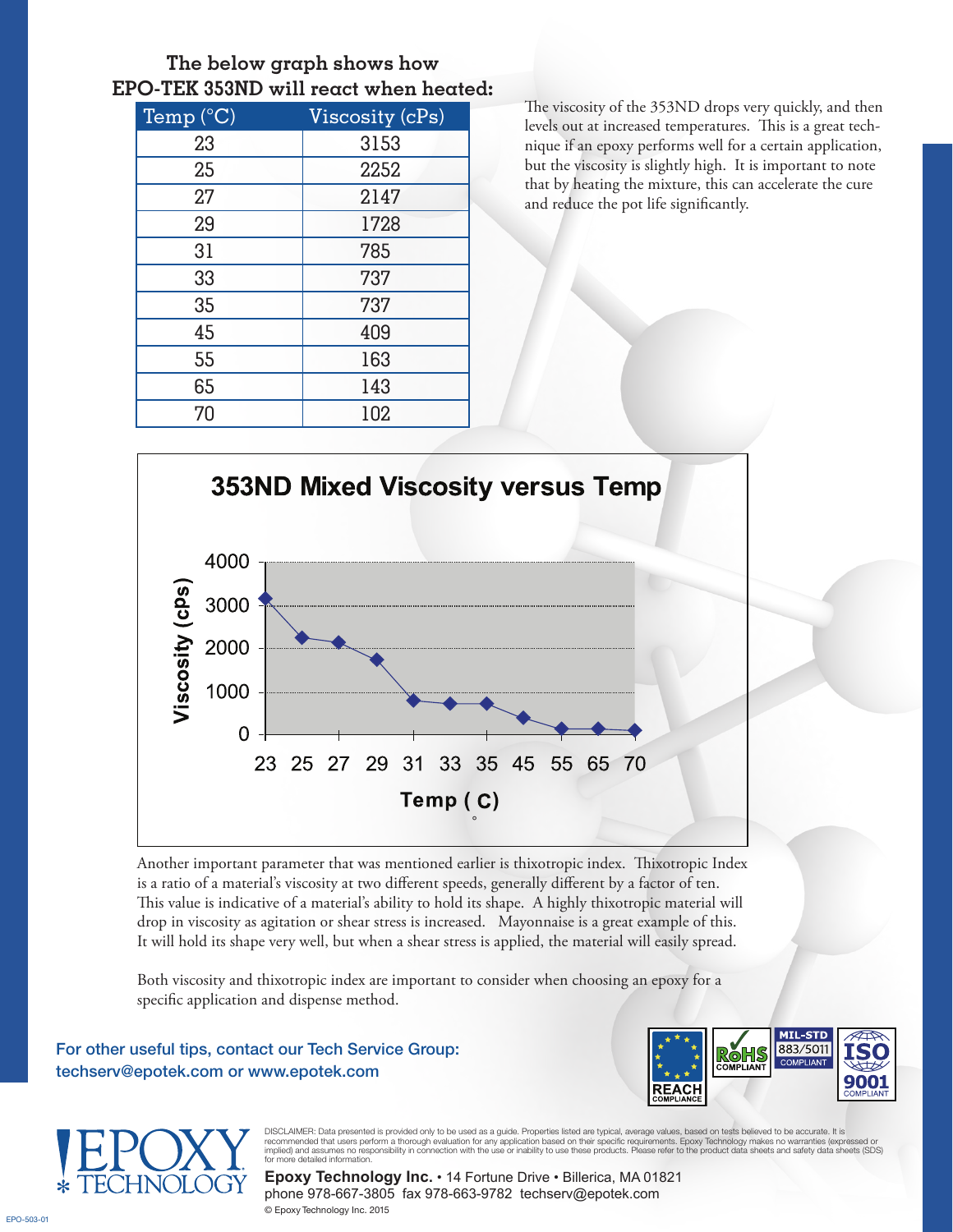### The below graph shows how EPO-TEK 353ND will react when heated:

| Temp (°C) | Viscosity (cPs) |
|---|---|
| 23 | 3153 |
| 25 | 2252 |
| 27 | 2147 |
| 29 | 1728 |
| 31 | 785 |
| 33 | 737 |
| 35 | 737 |
| 45 | 409 |
| 55 | 163 |
| 65 | 143 |
| 70 | 102 |

The viscosity of the 353ND drops very quickly, and then levels out at increased temperatures. This is a great technique if an epoxy performs well for a certain application, but the viscosity is slightly high. It is important to note that by heating the mixture, this can accelerate the cure and reduce the pot life significantly.

353ND Mixed Viscosity versus Temp

Viscosity (cps)

4000
3000
2000
1000
0

23 25 27 29 31 33 35 45 55 65 70

Temp ( °C)

Another important parameter that was mentioned earlier is thixotropic index. Thixotropic Index is a ratio of a material's viscosity at two different speeds, generally different by a factor of ten. This value is indicative of a material's ability to hold its shape. A highly thixotropic material will drop in viscosity as agitation or shear stress is increased. Mayonnaise is a great example of this. It will hold its shape very well, but when a shear stress is applied, the material will easily spread.

Both viscosity and thixotropic index are important to consider when choosing an epoxy for a specific application and dispense method.

**For other useful tips, contact our Tech Service Group:**
**techserv@epotek.com or www.epotek.com**

REACH COMPLIANCE | RoHS COMPLIANT | MIL-STD 883/5011 COMPLIANT | ISO 9001 COMPLIANT

EPOXY TECHNOLOGY

DISCLAIMER: Data presented is provided only to be used as a guide. Properties listed are typical, average values, based on tests believed to be accurate. It is recommended that users perform a thorough evaluation for any application based on their specific requirements. Epoxy Technology makes no warranties (expressed or implied) and assumes no responsibility in connection with the use or inability to use these products. Please refer to the product data sheets and safety data sheets (SDS) for more detailed information.

**Epoxy Technology Inc.** • 14 Fortune Drive • Billerica, MA 01821
phone 978-667-3805 fax 978-663-9782 techserv@epotek.com
© Epoxy Technology Inc. 2015

EPO-503-01